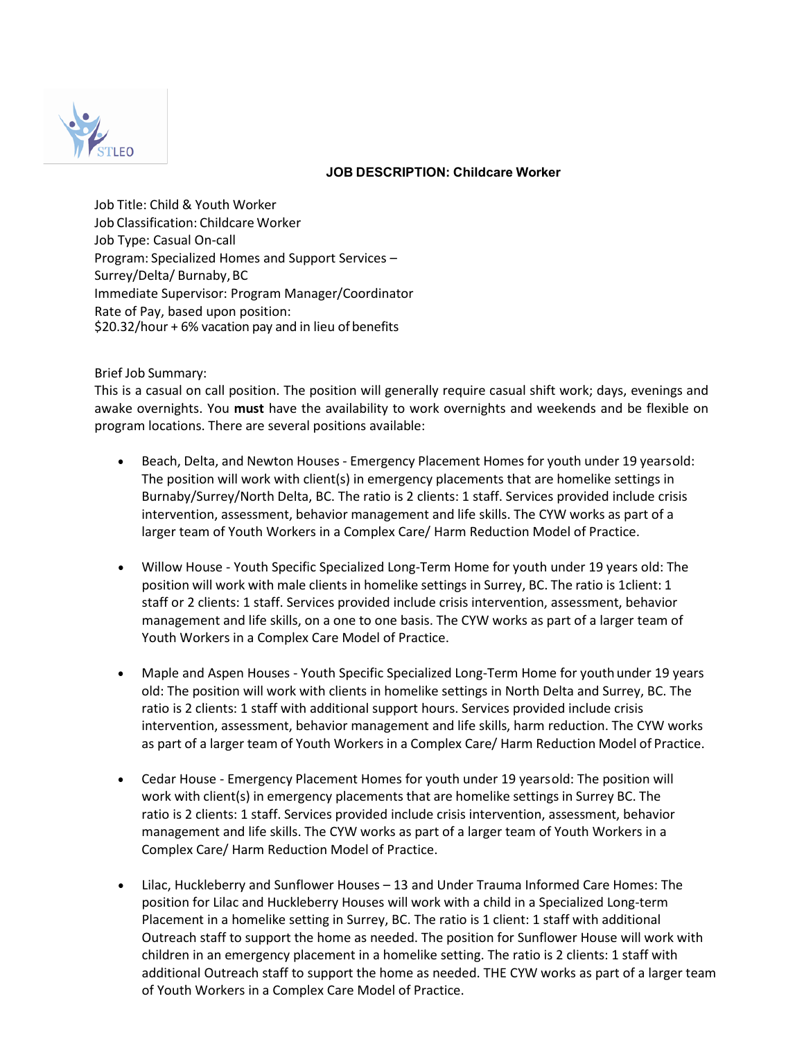STLEO

## JOB DESCRIPTION: Childcare Worker

Job Title: Child & Youth Worker
Job Classification: Childcare Worker
Job Type: Casual On-call
Program: Specialized Homes and Support Services – Surrey/Delta/ Burnaby, BC
Immediate Supervisor: Program Manager/Coordinator
Rate of Pay, based upon position:
$20.32/hour + 6% vacation pay and in lieu of benefits

Brief Job Summary:
This is a casual on call position. The position will generally require casual shift work; days, evenings and awake overnights. You **must** have the availability to work overnights and weekends and be flexible on program locations. There are several positions available:

- Beach, Delta, and Newton Houses - Emergency Placement Homes for youth under 19 yearsold: The position will work with client(s) in emergency placements that are homelike settings in Burnaby/Surrey/North Delta, BC. The ratio is 2 clients: 1 staff. Services provided include crisis intervention, assessment, behavior management and life skills. The CYW works as part of a larger team of Youth Workers in a Complex Care/ Harm Reduction Model of Practice.

- Willow House - Youth Specific Specialized Long-Term Home for youth under 19 years old: The position will work with male clients in homelike settings in Surrey, BC. The ratio is 1client: 1 staff or 2 clients: 1 staff. Services provided include crisis intervention, assessment, behavior management and life skills, on a one to one basis. The CYW works as part of a larger team of Youth Workers in a Complex Care Model of Practice.

- Maple and Aspen Houses - Youth Specific Specialized Long-Term Home for youth under 19 years old: The position will work with clients in homelike settings in North Delta and Surrey, BC. The ratio is 2 clients: 1 staff with additional support hours. Services provided include crisis intervention, assessment, behavior management and life skills, harm reduction. The CYW works as part of a larger team of Youth Workers in a Complex Care/ Harm Reduction Model of Practice.

- Cedar House - Emergency Placement Homes for youth under 19 yearsold: The position will work with client(s) in emergency placements that are homelike settings in Surrey BC. The ratio is 2 clients: 1 staff. Services provided include crisis intervention, assessment, behavior management and life skills. The CYW works as part of a larger team of Youth Workers in a Complex Care/ Harm Reduction Model of Practice.

- Lilac, Huckleberry and Sunflower Houses – 13 and Under Trauma Informed Care Homes: The position for Lilac and Huckleberry Houses will work with a child in a Specialized Long-term Placement in a homelike setting in Surrey, BC. The ratio is 1 client: 1 staff with additional Outreach staff to support the home as needed. The position for Sunflower House will work with children in an emergency placement in a homelike setting. The ratio is 2 clients: 1 staff with additional Outreach staff to support the home as needed. THE CYW works as part of a larger team of Youth Workers in a Complex Care Model of Practice.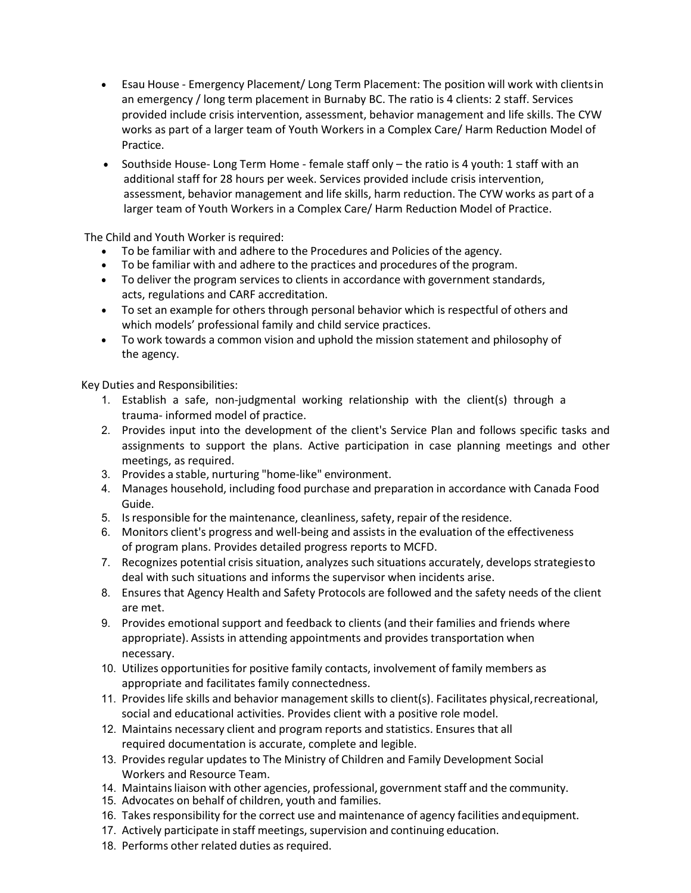- Esau House - Emergency Placement/ Long Term Placement: The position will work with clients in an emergency / long term placement in Burnaby BC. The ratio is 4 clients: 2 staff. Services provided include crisis intervention, assessment, behavior management and life skills. The CYW works as part of a larger team of Youth Workers in a Complex Care/ Harm Reduction Model of Practice.
- Southside House- Long Term Home - female staff only – the ratio is 4 youth: 1 staff with an additional staff for 28 hours per week. Services provided include crisis intervention, assessment, behavior management and life skills, harm reduction. The CYW works as part of a larger team of Youth Workers in a Complex Care/ Harm Reduction Model of Practice.

The Child and Youth Worker is required:

- To be familiar with and adhere to the Procedures and Policies of the agency.
- To be familiar with and adhere to the practices and procedures of the program.
- To deliver the program services to clients in accordance with government standards, acts, regulations and CARF accreditation.
- To set an example for others through personal behavior which is respectful of others and which models' professional family and child service practices.
- To work towards a common vision and uphold the mission statement and philosophy of the agency.

Key Duties and Responsibilities:

1. Establish a safe, non-judgmental working relationship with the client(s) through a trauma- informed model of practice.
2. Provides input into the development of the client's Service Plan and follows specific tasks and assignments to support the plans. Active participation in case planning meetings and other meetings, as required.
3. Provides a stable, nurturing "home-like" environment.
4. Manages household, including food purchase and preparation in accordance with Canada Food Guide.
5. Is responsible for the maintenance, cleanliness, safety, repair of the residence.
6. Monitors client's progress and well-being and assists in the evaluation of the effectiveness of program plans. Provides detailed progress reports to MCFD.
7. Recognizes potential crisis situation, analyzes such situations accurately, develops strategies to deal with such situations and informs the supervisor when incidents arise.
8. Ensures that Agency Health and Safety Protocols are followed and the safety needs of the client are met.
9. Provides emotional support and feedback to clients (and their families and friends where appropriate). Assists in attending appointments and provides transportation when necessary.
10. Utilizes opportunities for positive family contacts, involvement of family members as appropriate and facilitates family connectedness.
11. Provides life skills and behavior management skills to client(s). Facilitates physical, recreational, social and educational activities. Provides client with a positive role model.
12. Maintains necessary client and program reports and statistics. Ensures that all required documentation is accurate, complete and legible.
13. Provides regular updates to The Ministry of Children and Family Development Social Workers and Resource Team.
14. Maintains liaison with other agencies, professional, government staff and the community.
15. Advocates on behalf of children, youth and families.
16. Takes responsibility for the correct use and maintenance of agency facilities and equipment.
17. Actively participate in staff meetings, supervision and continuing education.
18. Performs other related duties as required.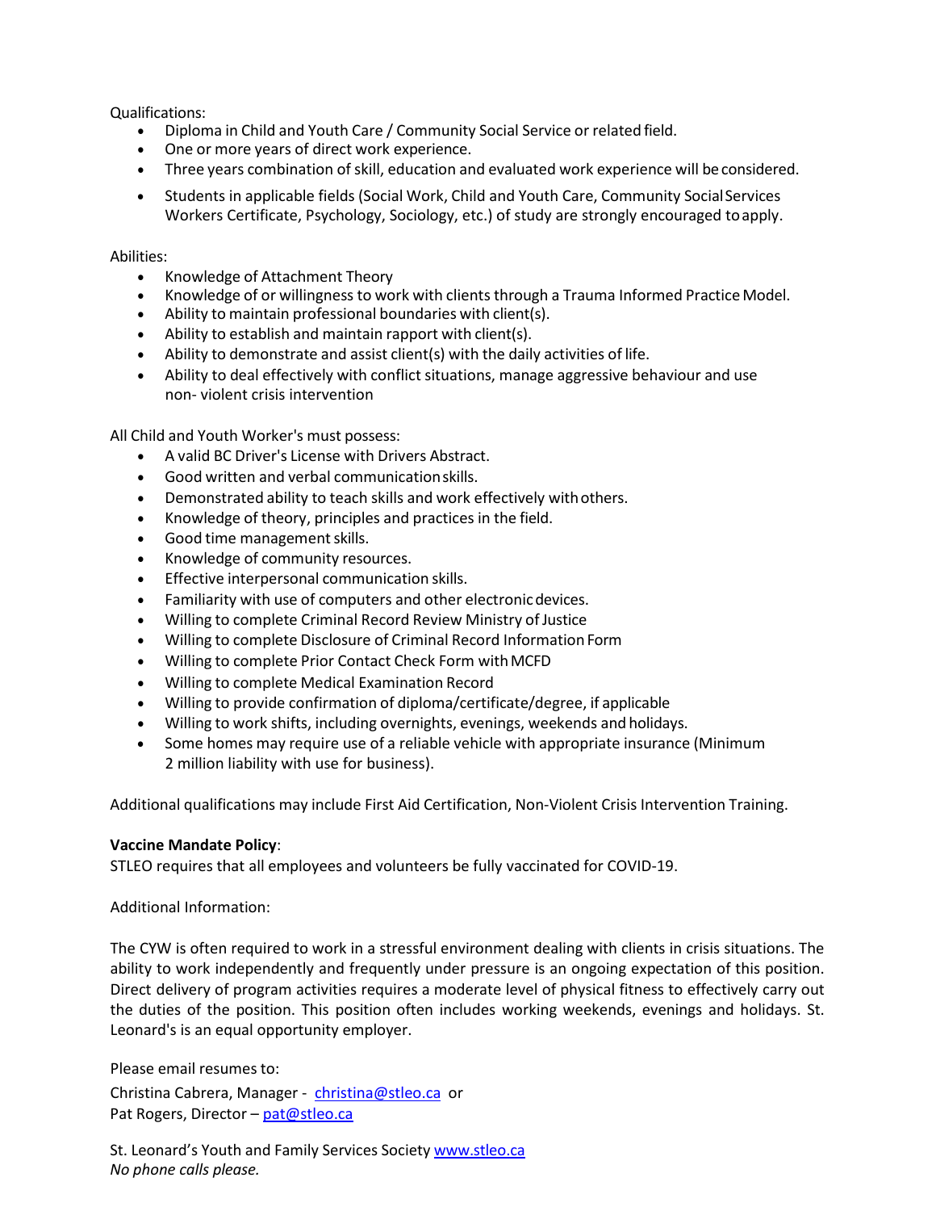Qualifications:

- Diploma in Child and Youth Care / Community Social Service or related field.
- One or more years of direct work experience.
- Three years combination of skill, education and evaluated work experience will be considered.
- Students in applicable fields (Social Work, Child and Youth Care, Community Social Services Workers Certificate, Psychology, Sociology, etc.) of study are strongly encouraged to apply.

Abilities:

- Knowledge of Attachment Theory
- Knowledge of or willingness to work with clients through a Trauma Informed Practice Model.
- Ability to maintain professional boundaries with client(s).
- Ability to establish and maintain rapport with client(s).
- Ability to demonstrate and assist client(s) with the daily activities of life.
- Ability to deal effectively with conflict situations, manage aggressive behaviour and use non- violent crisis intervention

All Child and Youth Worker's must possess:

- A valid BC Driver's License with Drivers Abstract.
- Good written and verbal communication skills.
- Demonstrated ability to teach skills and work effectively with others.
- Knowledge of theory, principles and practices in the field.
- Good time management skills.
- Knowledge of community resources.
- Effective interpersonal communication skills.
- Familiarity with use of computers and other electronic devices.
- Willing to complete Criminal Record Review Ministry of Justice
- Willing to complete Disclosure of Criminal Record Information Form
- Willing to complete Prior Contact Check Form with MCFD
- Willing to complete Medical Examination Record
- Willing to provide confirmation of diploma/certificate/degree, if applicable
- Willing to work shifts, including overnights, evenings, weekends and holidays.
- Some homes may require use of a reliable vehicle with appropriate insurance (Minimum 2 million liability with use for business).

Additional qualifications may include First Aid Certification, Non-Violent Crisis Intervention Training.

**Vaccine Mandate Policy**:
STLEO requires that all employees and volunteers be fully vaccinated for COVID-19.

Additional Information:

The CYW is often required to work in a stressful environment dealing with clients in crisis situations. The ability to work independently and frequently under pressure is an ongoing expectation of this position. Direct delivery of program activities requires a moderate level of physical fitness to effectively carry out the duties of the position. This position often includes working weekends, evenings and holidays. St. Leonard's is an equal opportunity employer.

Please email resumes to:

Christina Cabrera, Manager - christina@stleo.ca or
Pat Rogers, Director – pat@stleo.ca

St. Leonard's Youth and Family Services Society www.stleo.ca
*No phone calls please.*